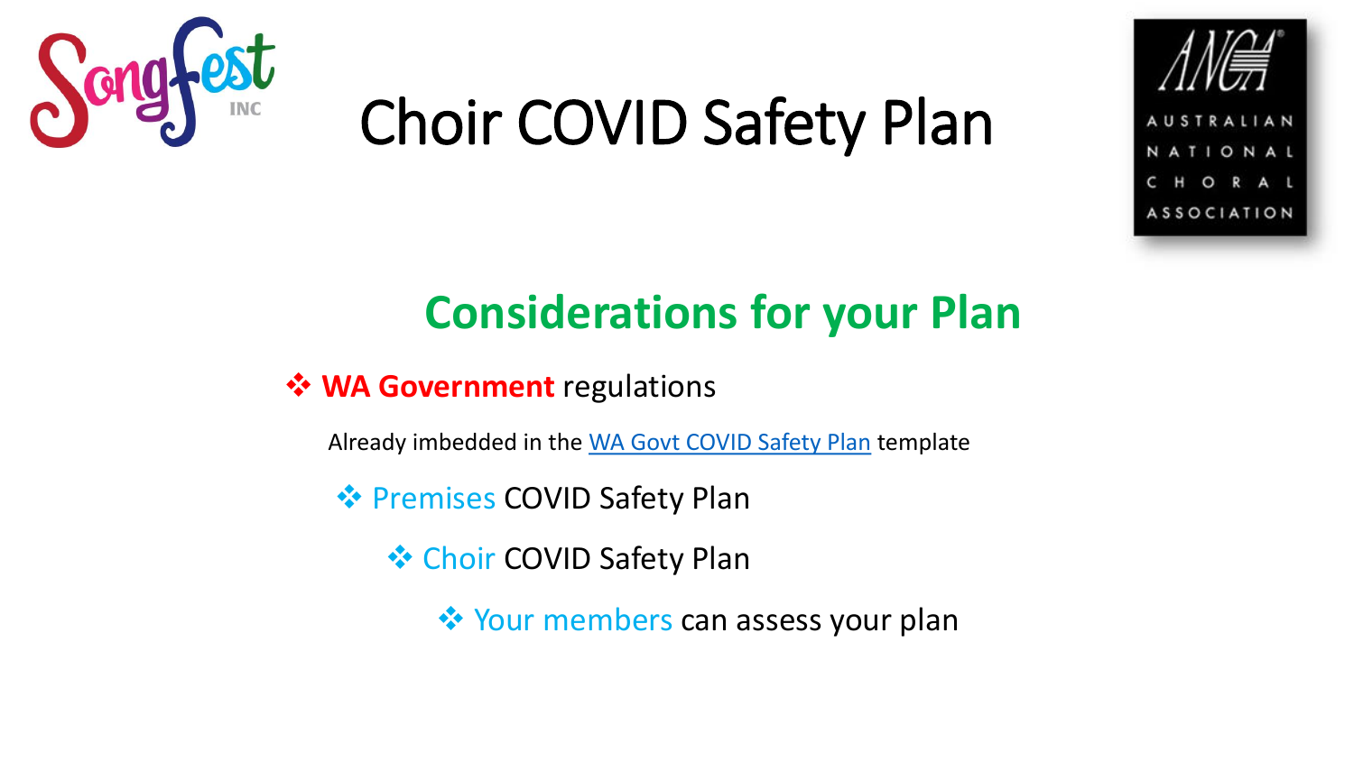# Choir COVID Safety Plan

## Considerations for your Plan

- **WA Government** regulations

  Already imbedded in the [WA Govt COVID Safety Plan]() template

  - Premises COVID Safety Plan
    - Choir COVID Safety Plan
      - Your members can assess your plan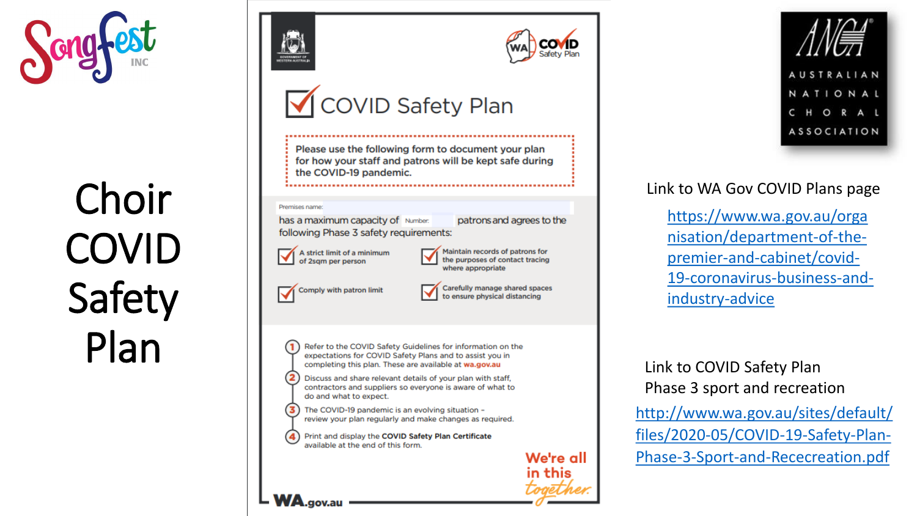SongFest INC

# Choir COVID Safety Plan

## COVID Safety Plan

Please use the following form to document your plan for how your staff and patrons will be kept safe during the COVID-19 pandemic.

Premises name:

has a maximum capacity of Number: patrons and agrees to the following Phase 3 safety requirements:

- A strict limit of a minimum of 2sqm per person
- Maintain records of patrons for the purposes of contact tracing where appropriate
- Comply with patron limit
- Carefully manage shared spaces to ensure physical distancing

1. Refer to the COVID Safety Guidelines for information on the expectations for COVID Safety Plans and to assist you in completing this plan. These are available at wa.gov.au
2. Discuss and share relevant details of your plan with staff, contractors and suppliers so everyone is aware of what to do and what to expect.
3. The COVID-19 pandemic is an evolving situation – review your plan regularly and make changes as required.
4. Print and display the **COVID Safety Plan Certificate** available at the end of this form.

We're all in this together

WA.gov.au

ANCA Australian National Choral Association

Link to WA Gov COVID Plans page

https://www.wa.gov.au/organisation/department-of-the-premier-and-cabinet/covid-19-coronavirus-business-and-industry-advice

Link to COVID Safety Plan Phase 3 sport and recreation

http://www.wa.gov.au/sites/default/files/2020-05/COVID-19-Safety-Plan-Phase-3-Sport-and-Rececreation.pdf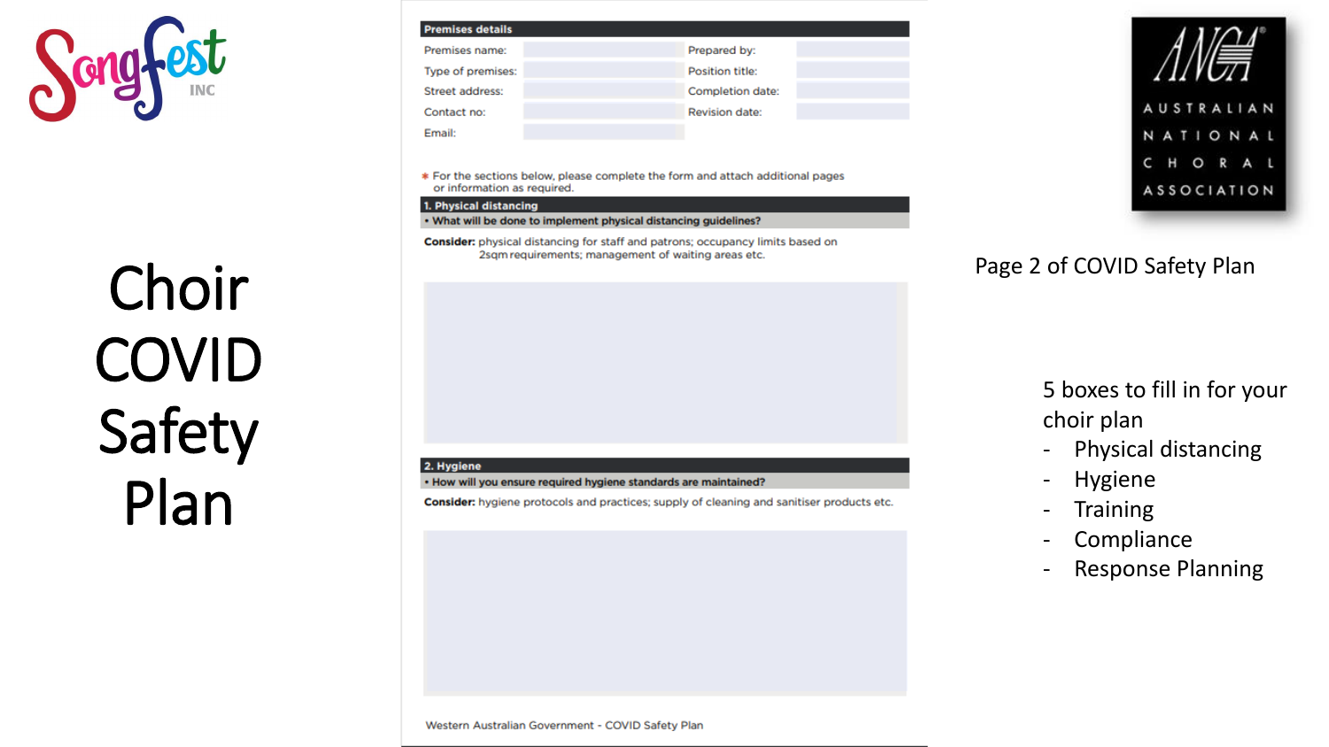# Choir COVID Safety Plan

| Premises details | | | |
|---|---|---|---|
| Premises name: | | Prepared by: | |
| Type of premises: | | Position title: | |
| Street address: | | Completion date: | |
| Contact no: | | Revision date: | |
| Email: | | | |

\* For the sections below, please complete the form and attach additional pages or information as required.

**1. Physical distancing**

**• What will be done to implement physical distancing guidelines?**

**Consider:** physical distancing for staff and patrons; occupancy limits based on 2sqm requirements; management of waiting areas etc.

**2. Hygiene**

**• How will you ensure required hygiene standards are maintained?**

**Consider:** hygiene protocols and practices; supply of cleaning and sanitiser products etc.

Western Australian Government - COVID Safety Plan

Page 2 of COVID Safety Plan

5 boxes to fill in for your choir plan

- Physical distancing
- Hygiene
- Training
- Compliance
- Response Planning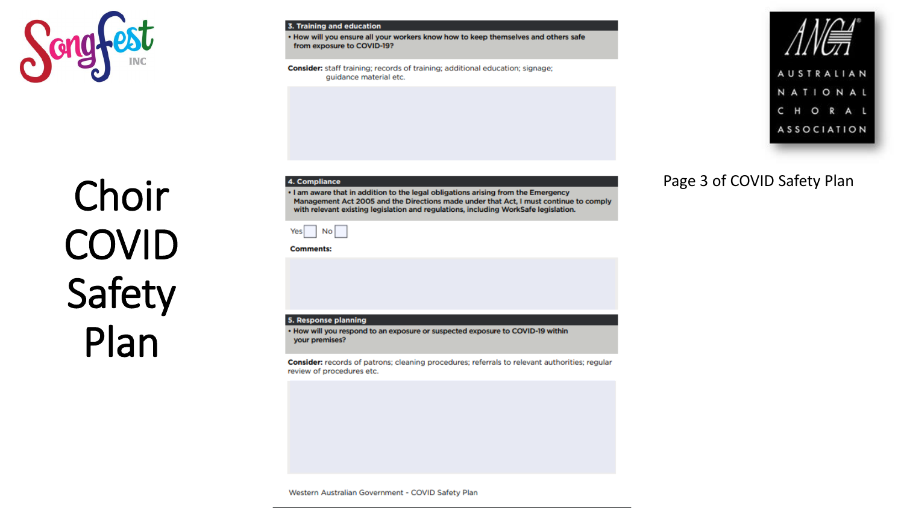# Choir COVID Safety Plan

Page 3 of COVID Safety Plan

**3. Training and education**

- How will you ensure all your workers know how to keep themselves and others safe from exposure to COVID-19?

**Consider:** staff training; records of training; additional education; signage; guidance material etc.

**4. Compliance**

- I am aware that in addition to the legal obligations arising from the Emergency Management Act 2005 and the Directions made under that Act, I must continue to comply with relevant existing legislation and regulations, including WorkSafe legislation.

Yes ☐ No ☐

**Comments:**

**5. Response planning**

- How will you respond to an exposure or suspected exposure to COVID-19 within your premises?

**Consider:** records of patrons; cleaning procedures; referrals to relevant authorities; regular review of procedures etc.

Western Australian Government - COVID Safety Plan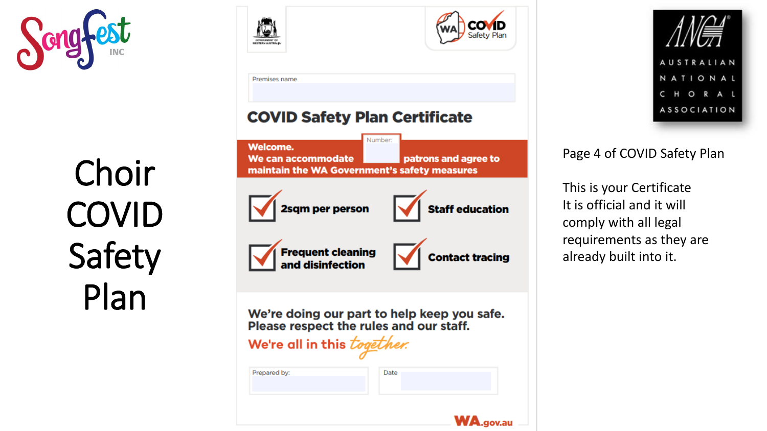SongFest INC

# Choir COVID Safety Plan

Premises name

## COVID Safety Plan Certificate

**Welcome.**
**We can accommodate** Number: **patrons and agree to maintain the WA Government's safety measures**

- **2sqm per person**
- **Staff education**
- **Frequent cleaning and disinfection**
- **Contact tracing**

**We're doing our part to help keep you safe. Please respect the rules and our staff.**

**We're all in this *together*.**

Prepared by:

Date

WA.gov.au

AUSTRALIAN NATIONAL CHORAL ASSOCIATION

Page 4 of COVID Safety Plan

This is your Certificate
It is official and it will comply with all legal requirements as they are already built into it.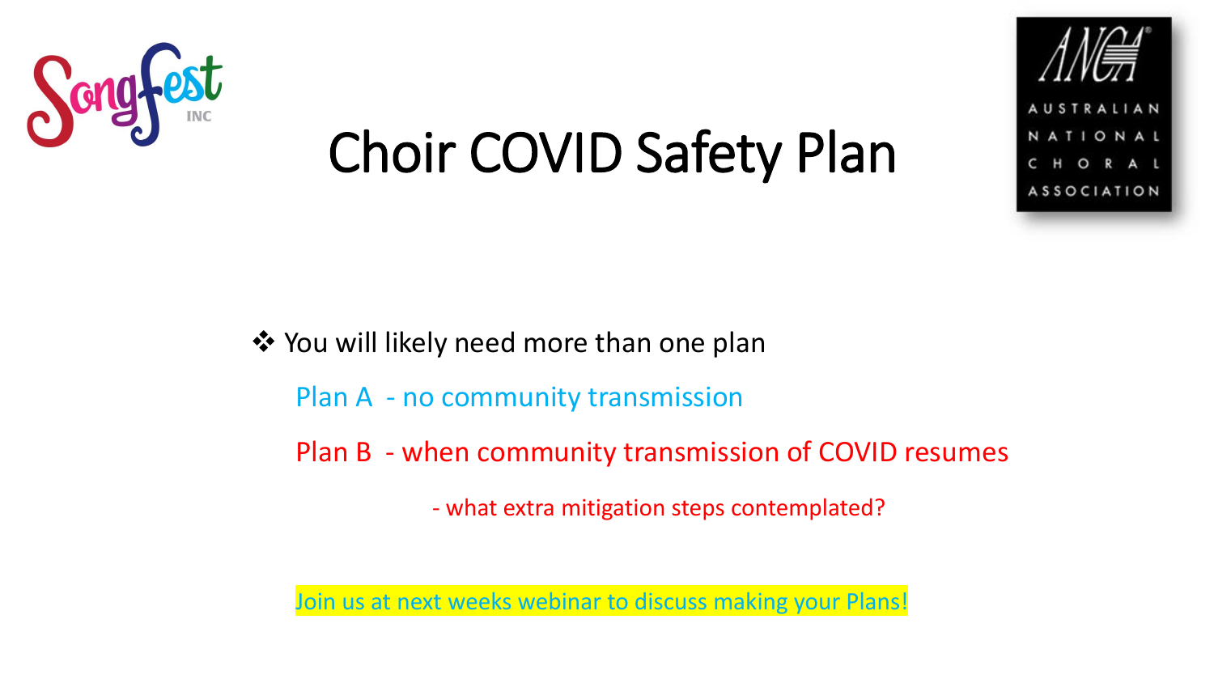# Choir COVID Safety Plan

- You will likely need more than one plan

  Plan A - no community transmission

  Plan B - when community transmission of COVID resumes

  - what extra mitigation steps contemplated?

Join us at next weeks webinar to discuss making your Plans!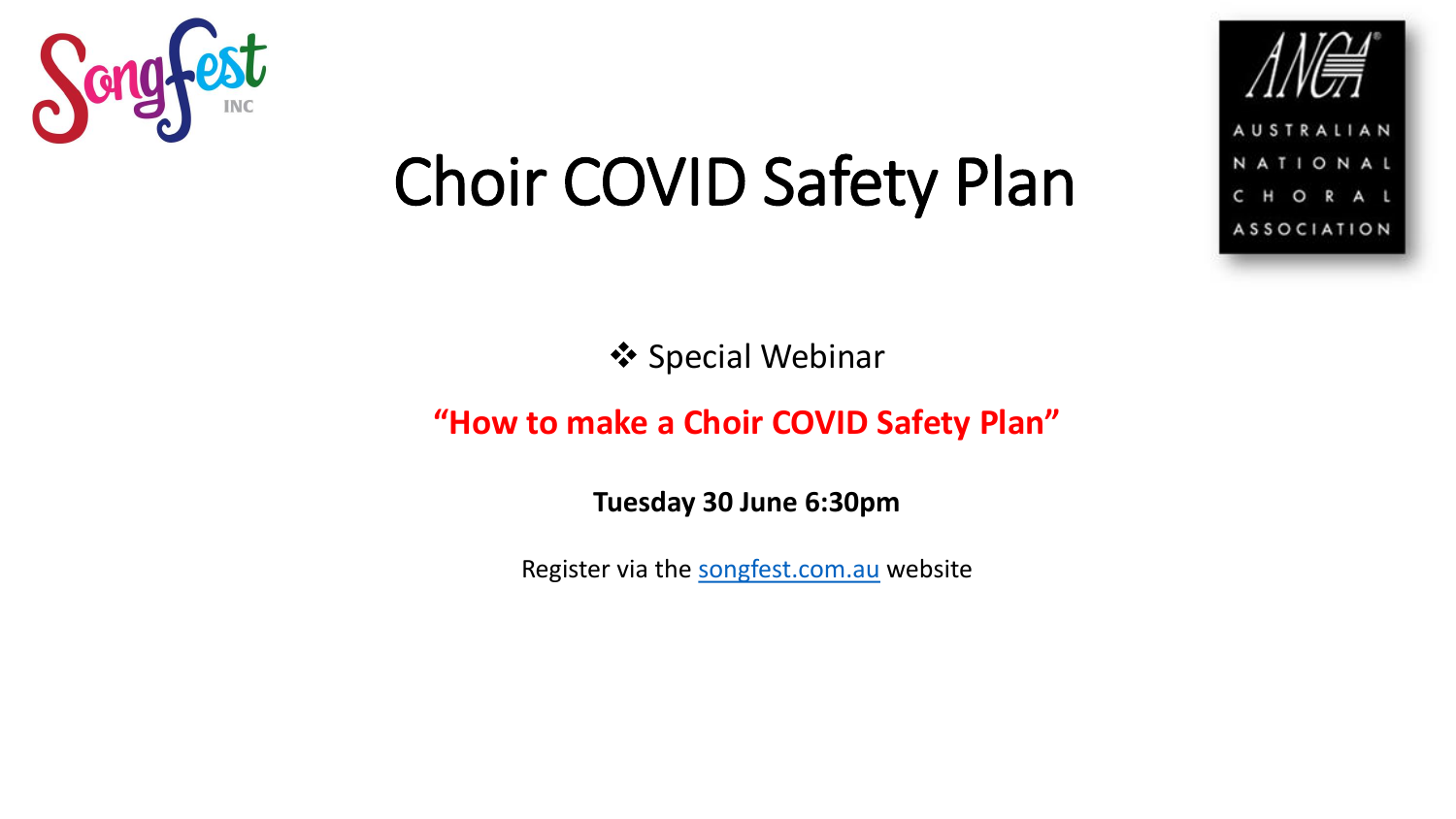# Choir COVID Safety Plan

❖ Special Webinar

**"How to make a Choir COVID Safety Plan"**

**Tuesday 30 June 6:30pm**

Register via the songfest.com.au website